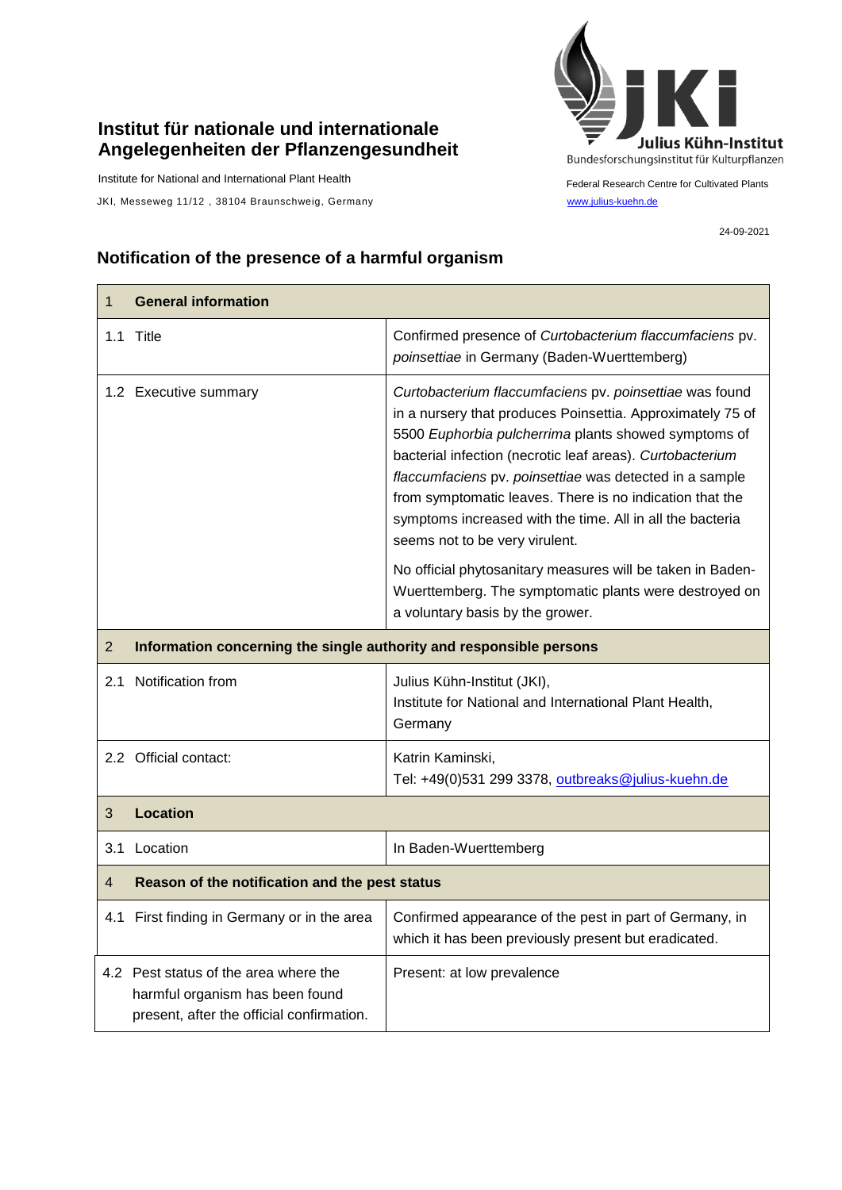**Institut für nationale und internationale Angelegenheiten der Pflanzengesundheit**

Institute for National and International Plant Health

JKI, Messeweg 11/12 , 38104 Braunschweig, Germany

Julius Kühn-Institut
Bundesforschungsinstitut für Kulturpflanzen

Federal Research Centre for Cultivated Plants
www.julius-kuehn.de

24-09-2021

## Notification of the presence of a harmful organism

| 1 **General information** | |
|---|---|
| 1.1 Title | Confirmed presence of *Curtobacterium flaccumfaciens* pv. *poinsettiae* in Germany (Baden-Wuerttemberg) |
| 1.2 Executive summary | *Curtobacterium flaccumfaciens* pv. *poinsettiae* was found in a nursery that produces Poinsettia. Approximately 75 of 5500 *Euphorbia pulcherrima* plants showed symptoms of bacterial infection (necrotic leaf areas). *Curtobacterium flaccumfaciens* pv. *poinsettiae* was detected in a sample from symptomatic leaves. There is no indication that the symptoms increased with the time. All in all the bacteria seems not to be very virulent.<br><br>No official phytosanitary measures will be taken in Baden-Wuerttemberg. The symptomatic plants were destroyed on a voluntary basis by the grower. |
| 2 **Information concerning the single authority and responsible persons** | |
| 2.1 Notification from | Julius Kühn-Institut (JKI),<br>Institute for National and International Plant Health, Germany |
| 2.2 Official contact: | Katrin Kaminski,<br>Tel: +49(0)531 299 3378, outbreaks@julius-kuehn.de |
| 3 **Location** | |
| 3.1 Location | In Baden-Wuerttemberg |
| 4 **Reason of the notification and the pest status** | |
| 4.1 First finding in Germany or in the area | Confirmed appearance of the pest in part of Germany, in which it has been previously present but eradicated. |
| 4.2 Pest status of the area where the harmful organism has been found present, after the official confirmation. | Present: at low prevalence |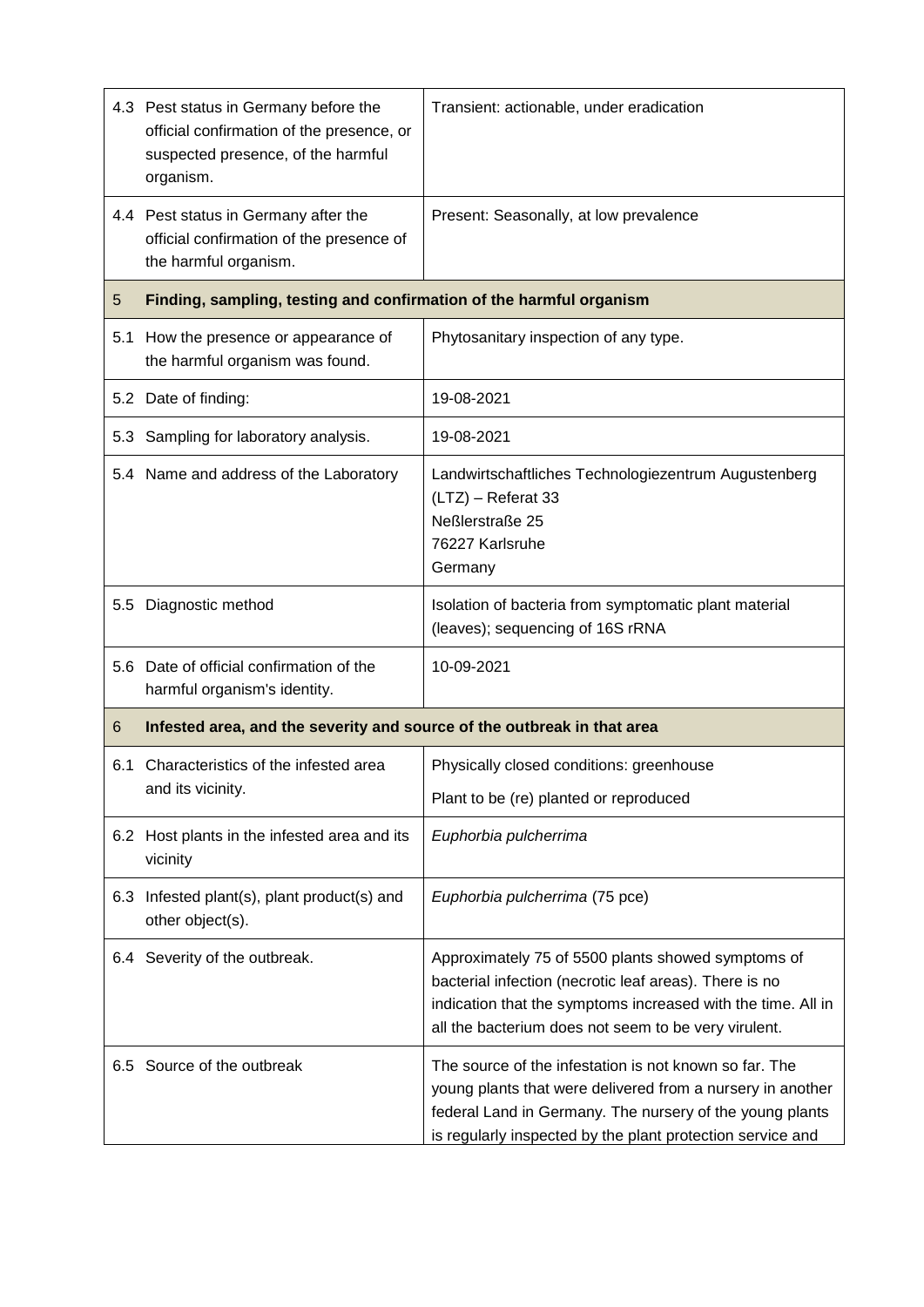| | | |
|---|---|---|
| 4.3 | Pest status in Germany before the official confirmation of the presence, or suspected presence, of the harmful organism. | Transient: actionable, under eradication |
| 4.4 | Pest status in Germany after the official confirmation of the presence of the harmful organism. | Present: Seasonally, at low prevalence |
| **5** | **Finding, sampling, testing and confirmation of the harmful organism** | |
| 5.1 | How the presence or appearance of the harmful organism was found. | Phytosanitary inspection of any type. |
| 5.2 | Date of finding: | 19-08-2021 |
| 5.3 | Sampling for laboratory analysis. | 19-08-2021 |
| 5.4 | Name and address of the Laboratory | Landwirtschaftliches Technologiezentrum Augustenberg (LTZ) – Referat 33<br>Neßlerstraße 25<br>76227 Karlsruhe<br>Germany |
| 5.5 | Diagnostic method | Isolation of bacteria from symptomatic plant material (leaves); sequencing of 16S rRNA |
| 5.6 | Date of official confirmation of the harmful organism's identity. | 10-09-2021 |
| **6** | **Infested area, and the severity and source of the outbreak in that area** | |
| 6.1 | Characteristics of the infested area and its vicinity. | Physically closed conditions: greenhouse<br>Plant to be (re) planted or reproduced |
| 6.2 | Host plants in the infested area and its vicinity | *Euphorbia pulcherrima* |
| 6.3 | Infested plant(s), plant product(s) and other object(s). | *Euphorbia pulcherrima* (75 pce) |
| 6.4 | Severity of the outbreak. | Approximately 75 of 5500 plants showed symptoms of bacterial infection (necrotic leaf areas). There is no indication that the symptoms increased with the time. All in all the bacterium does not seem to be very virulent. |
| 6.5 | Source of the outbreak | The source of the infestation is not known so far. The young plants that were delivered from a nursery in another federal Land in Germany. The nursery of the young plants is regularly inspected by the plant protection service and |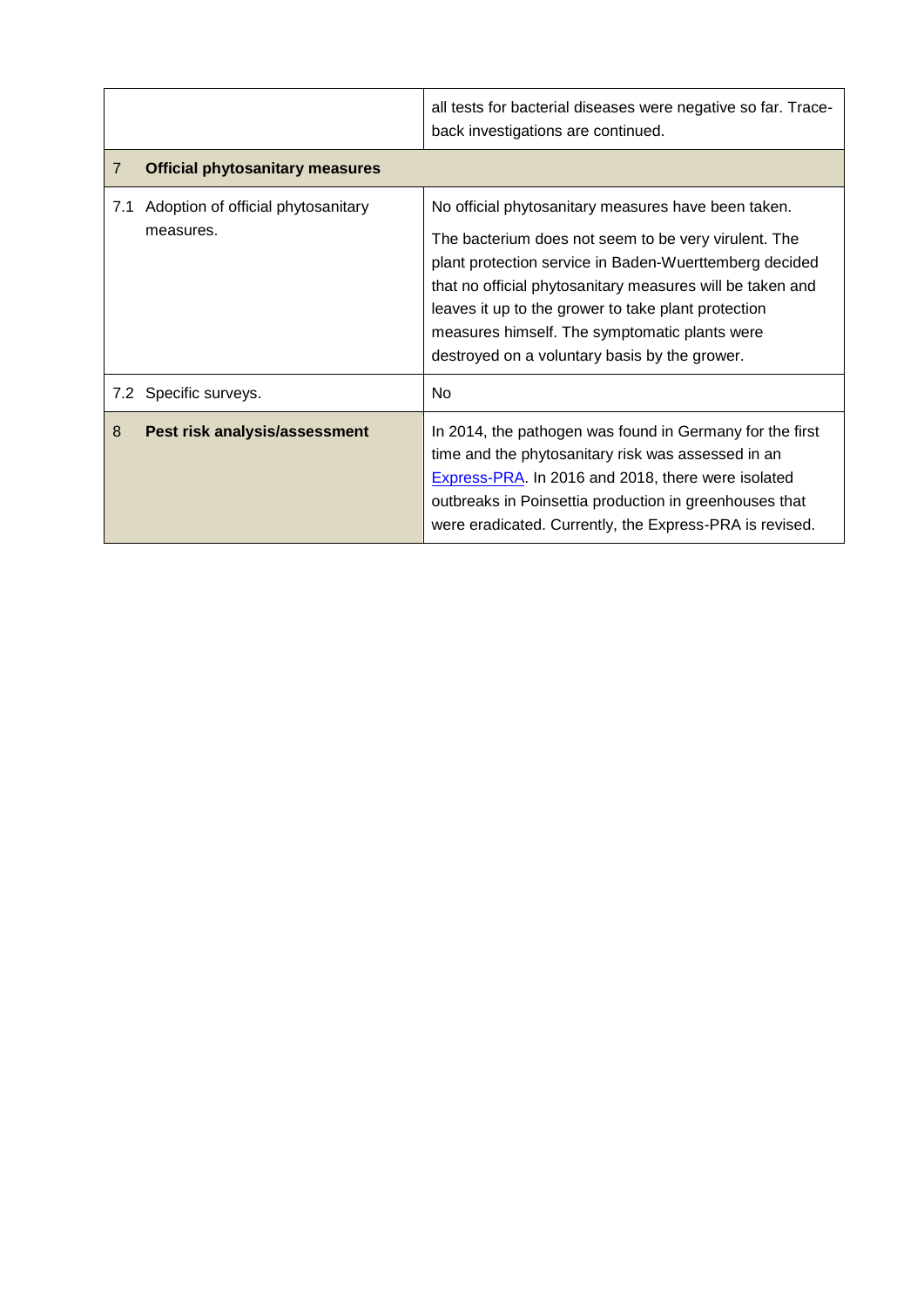| | | |
|---|---|---|
| | | all tests for bacterial diseases were negative so far. Trace-back investigations are continued. |
| 7 | **Official phytosanitary measures** | |
| 7.1 | Adoption of official phytosanitary measures. | No official phytosanitary measures have been taken.<br><br>The bacterium does not seem to be very virulent. The plant protection service in Baden-Wuerttemberg decided that no official phytosanitary measures will be taken and leaves it up to the grower to take plant protection measures himself. The symptomatic plants were destroyed on a voluntary basis by the grower. |
| 7.2 | Specific surveys. | No |
| 8 | **Pest risk analysis/assessment** | In 2014, the pathogen was found in Germany for the first time and the phytosanitary risk was assessed in an Express-PRA. In 2016 and 2018, there were isolated outbreaks in Poinsettia production in greenhouses that were eradicated. Currently, the Express-PRA is revised. |